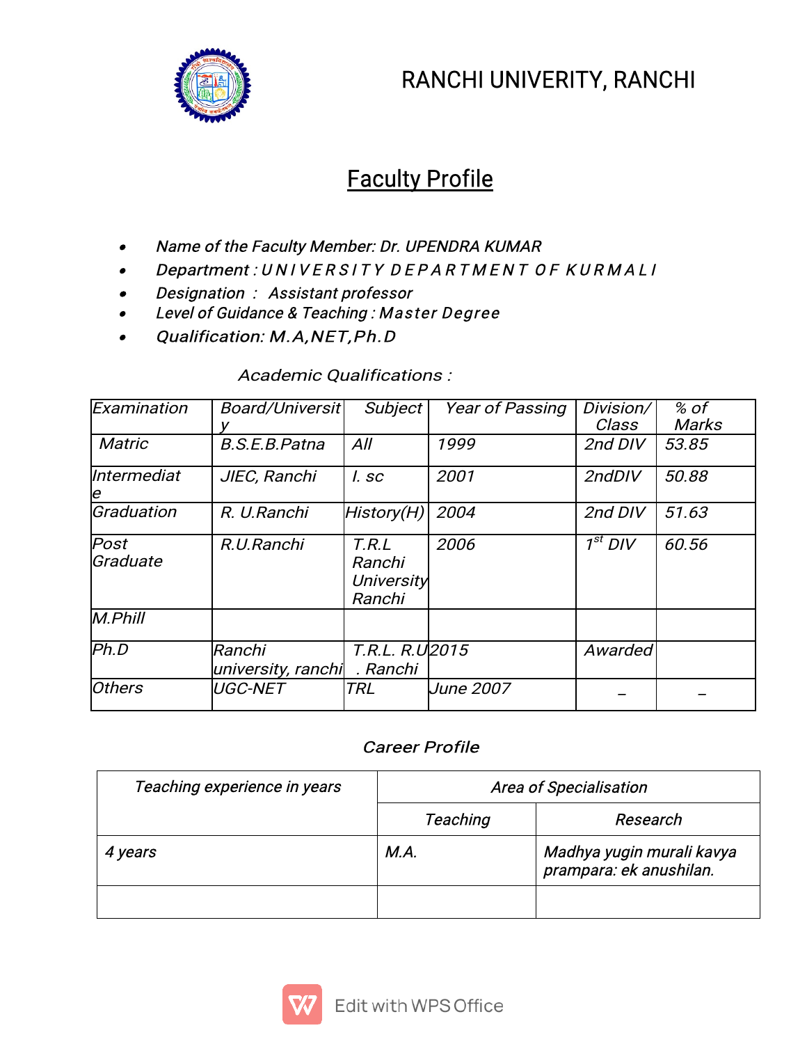# RANCHI UNIVERITY, RANCHI

## Faculty Profile

- *Name of the Faculty Member: Dr. UPENDRA KUMAR*
- *Department : UNIVERSITY DEPARTMENT OF KURMALI*
- *Designation : Assistant professor*
- *Level of Guidance & Teaching : Master Degree*
- *Qualification: M.A,NET,Ph.D*

*Academic Qualifications :*

| Examination | Board/University | Subject | Year of Passing | Division/ Class | % of Marks |
|---|---|---|---|---|---|
| Matric | B.S.E.B.Patna | All | 1999 | 2nd DIV | 53.85 |
| Intermediate | JIEC, Ranchi | I. sc | 2001 | 2ndDIV | 50.88 |
| Graduation | R. U.Ranchi | History(H) | 2004 | 2nd DIV | 51.63 |
| Post Graduate | R.U.Ranchi | T.R.L Ranchi University Ranchi | 2006 | 1st DIV | 60.56 |
| M.Phill | | | | | |
| Ph.D | Ranchi university, ranchi | T.R.L. R.U . Ranchi | 2015 | Awarded | |
| Others | UGC-NET | TRL | June 2007 | – | – |

*Career Profile*

| Teaching experience in years | Area of Specialisation | |
|---|---|---|
| | Teaching | Research |
| 4 years | M.A. | Madhya yugin murali kavya prampara: ek anushilan. |
| | | |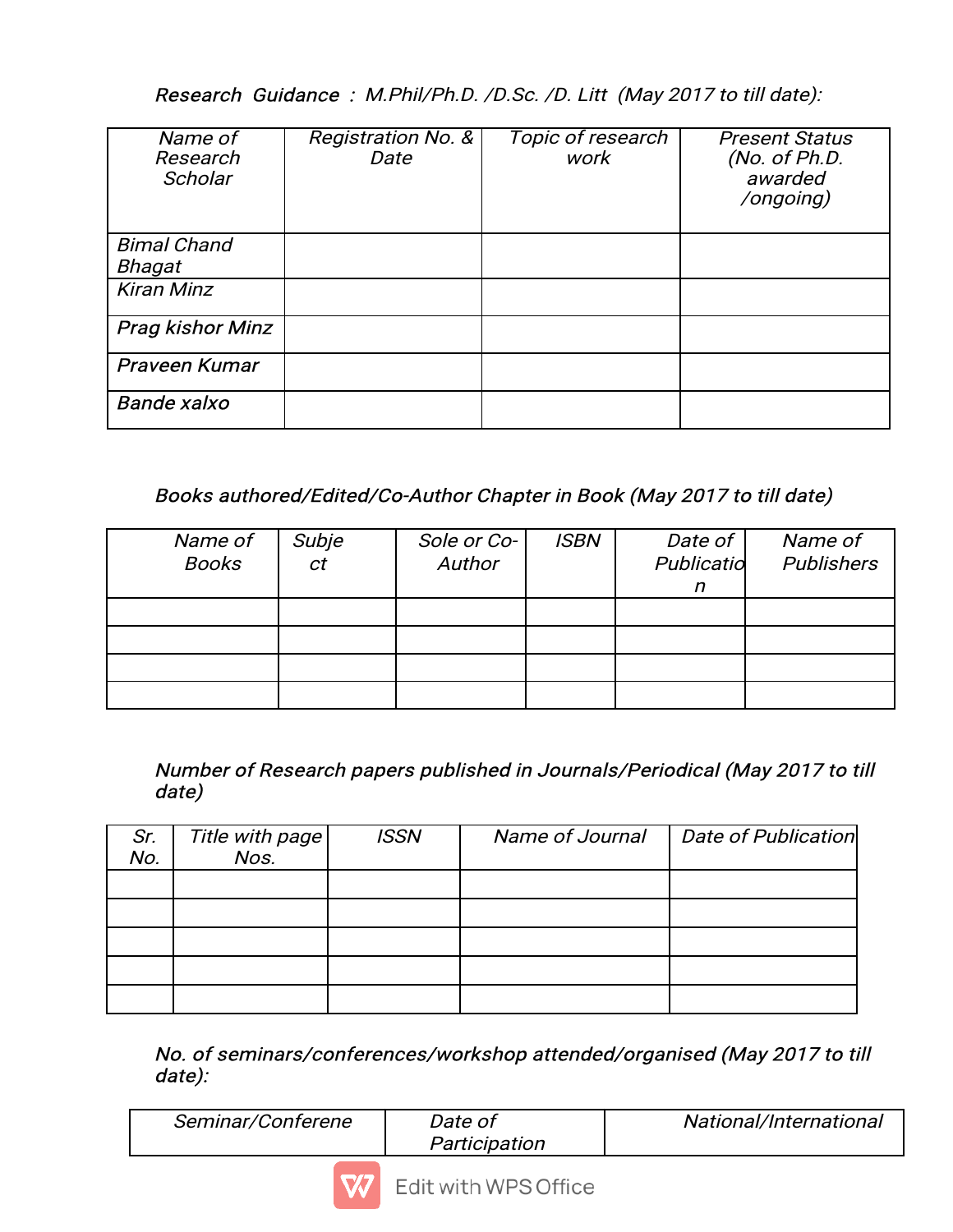*Research Guidance : M.Phil/Ph.D. /D.Sc. /D. Litt (May 2017 to till date):*

| *Name of Research Scholar* | *Registration No. & Date* | *Topic of research work* | *Present Status (No. of Ph.D. awarded /ongoing)* |
|---|---|---|---|
| *Bimal Chand Bhagat* | | | |
| *Kiran Minz* | | | |
| *Prag kishor Minz* | | | |
| *Praveen Kumar* | | | |
| *Bande xalxo* | | | |

*Books authored/Edited/Co-Author Chapter in Book (May 2017 to till date)*

| *Name of Books* | *Subject* | *Sole or Co-Author* | *ISBN* | *Date of Publication* | *Name of Publishers* |
|---|---|---|---|---|---|
| | | | | | |
| | | | | | |
| | | | | | |
| | | | | | |

*Number of Research papers published in Journals/Periodical (May 2017 to till date)*

| *Sr. No.* | *Title with page Nos.* | *ISSN* | *Name of Journal* | *Date of Publication* |
|---|---|---|---|---|
| | | | | |
| | | | | |
| | | | | |
| | | | | |
| | | | | |

*No. of seminars/conferences/workshop attended/organised (May 2017 to till date):*

| *Seminar/Conferene* | *Date of Participation* | *National/International* |
|---|---|---|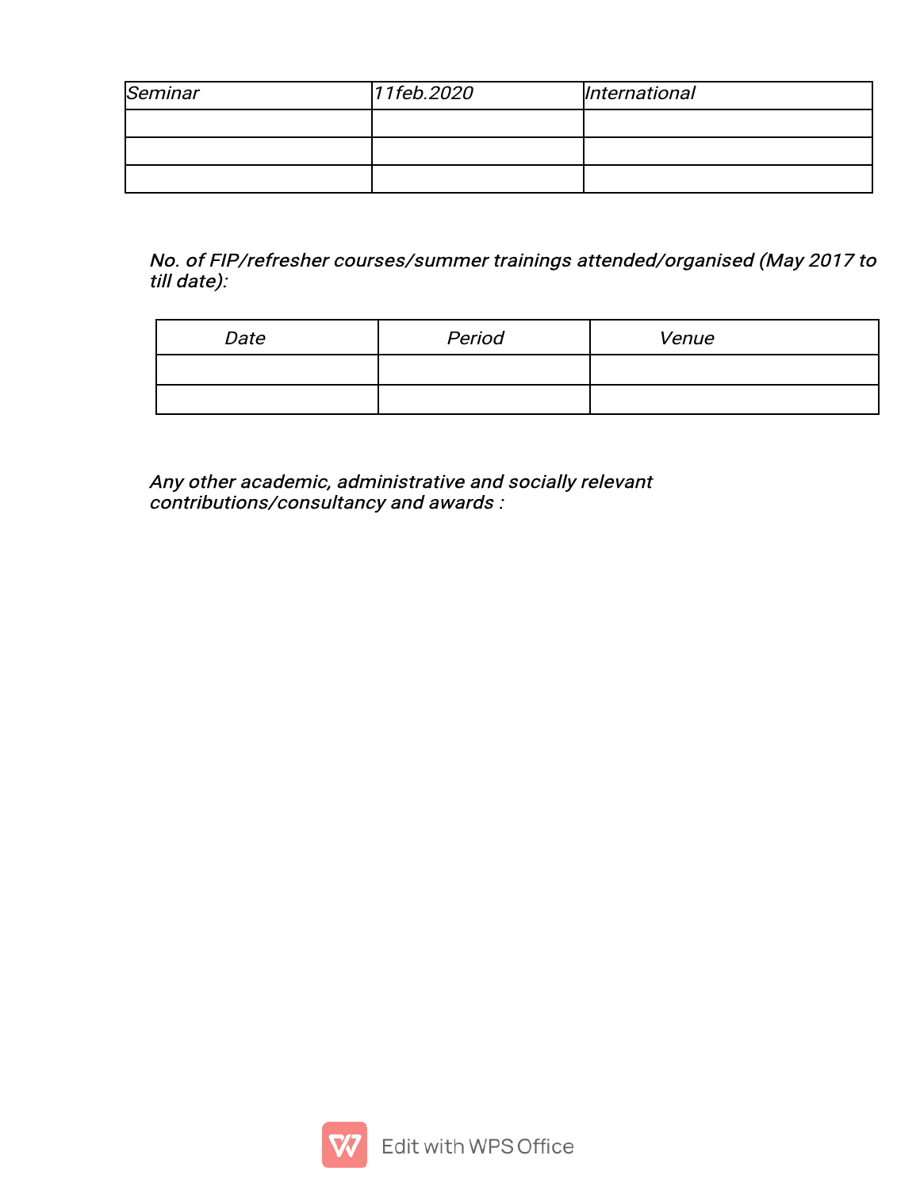| | | |
|---|---|---|
| *Seminar* | *11feb.2020* | *International* |
| | | |
| | | |
| | | |

*No. of FIP/refresher courses/summer trainings attended/organised (May 2017 to till date):*

| *Date* | *Period* | *Venue* |
|---|---|---|
| | | |
| | | |

*Any other academic, administrative and socially relevant contributions/consultancy and awards :*